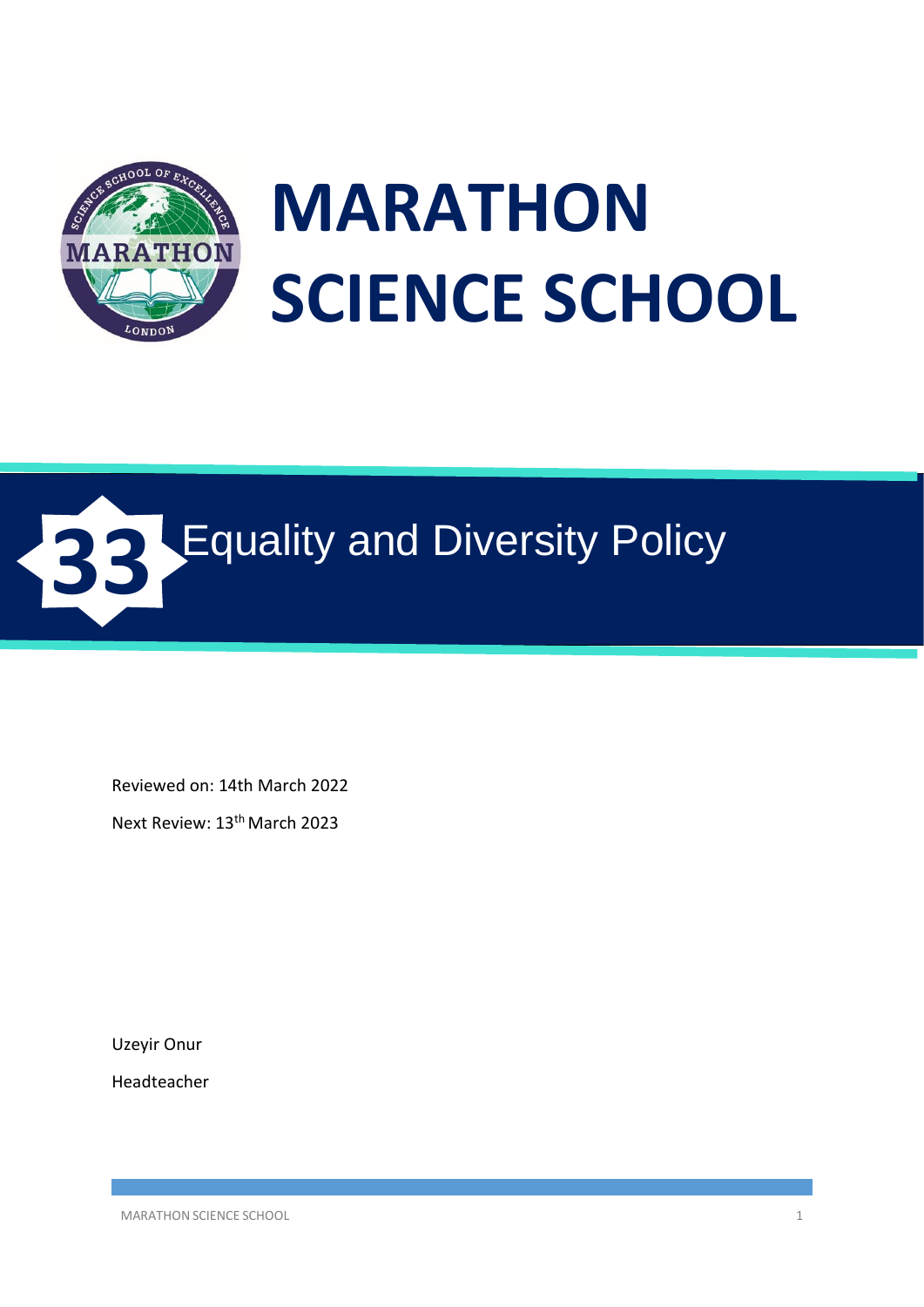# MARATHON SCIENCE SCHOOL

## 33 Equality and Diversity Policy

Reviewed on: 14th March 2022

Next Review: 13th March 2023

Uzeyir Onur

Headteacher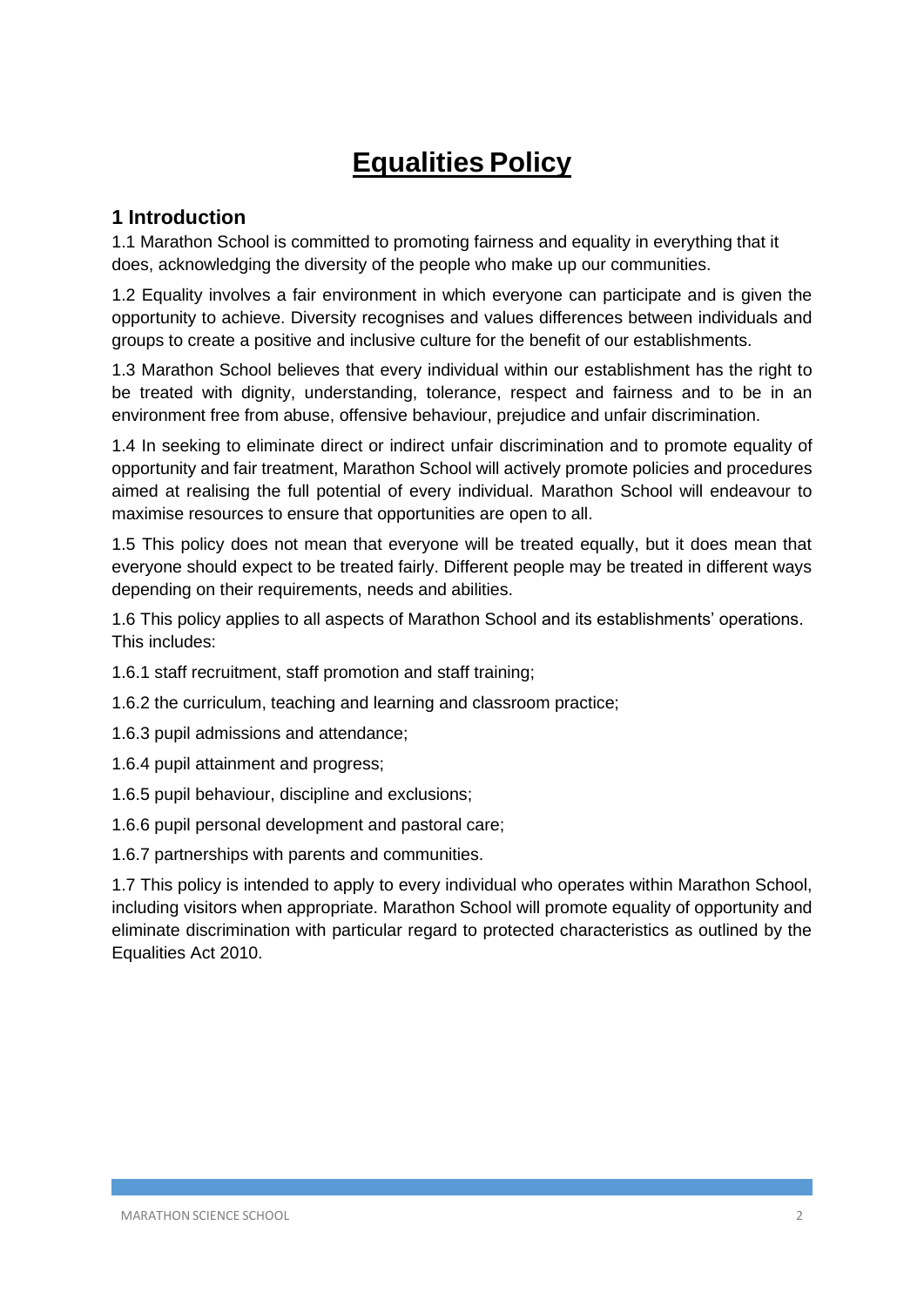# Equalities Policy

## 1 Introduction

1.1 Marathon School is committed to promoting fairness and equality in everything that it does, acknowledging the diversity of the people who make up our communities.

1.2 Equality involves a fair environment in which everyone can participate and is given the opportunity to achieve. Diversity recognises and values differences between individuals and groups to create a positive and inclusive culture for the benefit of our establishments.

1.3 Marathon School believes that every individual within our establishment has the right to be treated with dignity, understanding, tolerance, respect and fairness and to be in an environment free from abuse, offensive behaviour, prejudice and unfair discrimination.

1.4 In seeking to eliminate direct or indirect unfair discrimination and to promote equality of opportunity and fair treatment, Marathon School will actively promote policies and procedures aimed at realising the full potential of every individual. Marathon School will endeavour to maximise resources to ensure that opportunities are open to all.

1.5 This policy does not mean that everyone will be treated equally, but it does mean that everyone should expect to be treated fairly. Different people may be treated in different ways depending on their requirements, needs and abilities.

1.6 This policy applies to all aspects of Marathon School and its establishments' operations. This includes:

1.6.1 staff recruitment, staff promotion and staff training;

1.6.2 the curriculum, teaching and learning and classroom practice;

1.6.3 pupil admissions and attendance;

1.6.4 pupil attainment and progress;

1.6.5 pupil behaviour, discipline and exclusions;

1.6.6 pupil personal development and pastoral care;

1.6.7 partnerships with parents and communities.

1.7 This policy is intended to apply to every individual who operates within Marathon School, including visitors when appropriate. Marathon School will promote equality of opportunity and eliminate discrimination with particular regard to protected characteristics as outlined by the Equalities Act 2010.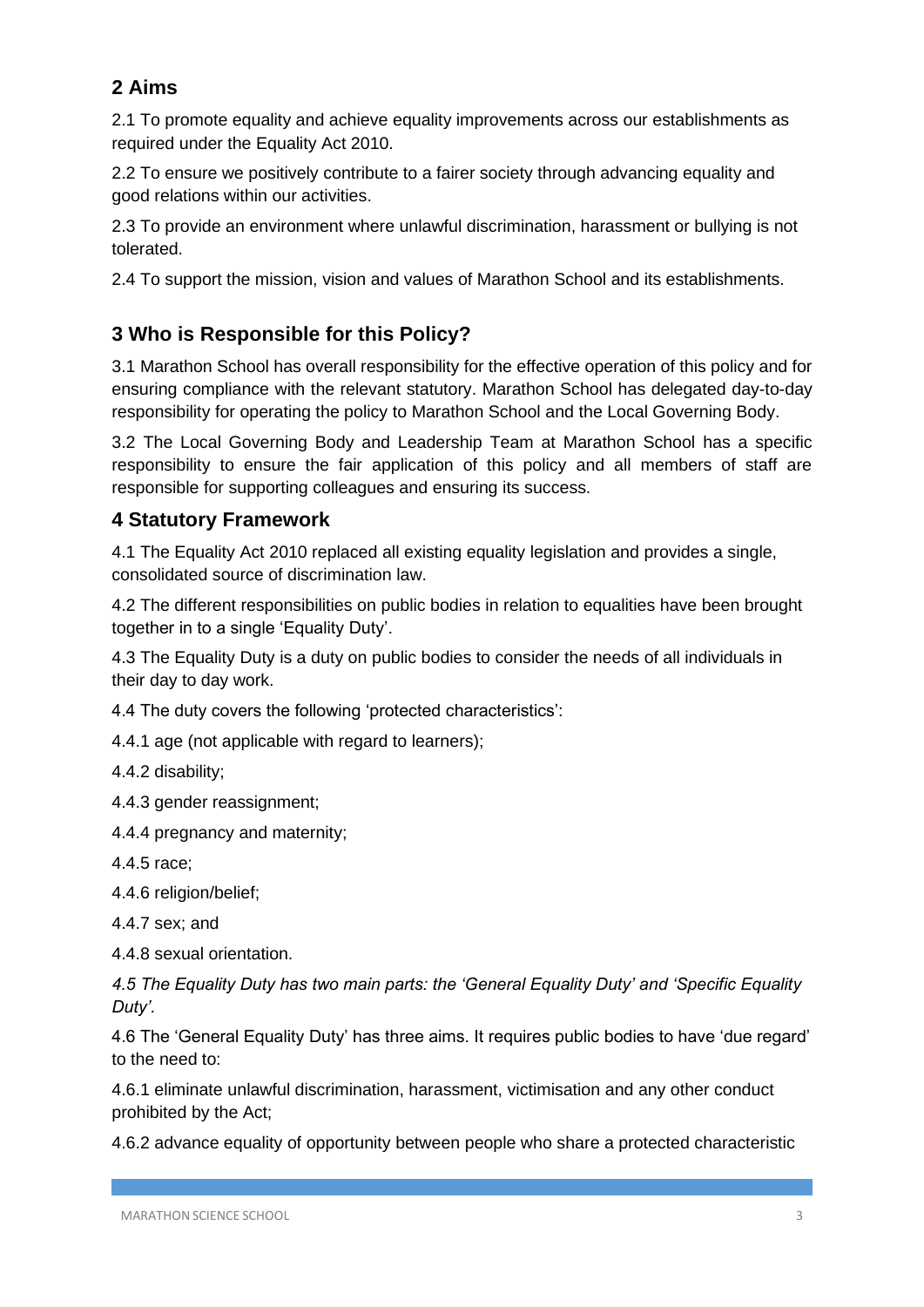## 2 Aims

2.1 To promote equality and achieve equality improvements across our establishments as required under the Equality Act 2010.

2.2 To ensure we positively contribute to a fairer society through advancing equality and good relations within our activities.

2.3 To provide an environment where unlawful discrimination, harassment or bullying is not tolerated.

2.4 To support the mission, vision and values of Marathon School and its establishments.

## 3 Who is Responsible for this Policy?

3.1 Marathon School has overall responsibility for the effective operation of this policy and for ensuring compliance with the relevant statutory. Marathon School has delegated day-to-day responsibility for operating the policy to Marathon School and the Local Governing Body.

3.2 The Local Governing Body and Leadership Team at Marathon School has a specific responsibility to ensure the fair application of this policy and all members of staff are responsible for supporting colleagues and ensuring its success.

## 4 Statutory Framework

4.1 The Equality Act 2010 replaced all existing equality legislation and provides a single, consolidated source of discrimination law.

4.2 The different responsibilities on public bodies in relation to equalities have been brought together in to a single 'Equality Duty'.

4.3 The Equality Duty is a duty on public bodies to consider the needs of all individuals in their day to day work.

4.4 The duty covers the following 'protected characteristics':

4.4.1 age (not applicable with regard to learners);

4.4.2 disability;

4.4.3 gender reassignment;

4.4.4 pregnancy and maternity;

4.4.5 race;

4.4.6 religion/belief;

4.4.7 sex; and

4.4.8 sexual orientation.

*4.5 The Equality Duty has two main parts: the 'General Equality Duty' and 'Specific Equality Duty'.*

4.6 The 'General Equality Duty' has three aims. It requires public bodies to have 'due regard' to the need to:

4.6.1 eliminate unlawful discrimination, harassment, victimisation and any other conduct prohibited by the Act;

4.6.2 advance equality of opportunity between people who share a protected characteristic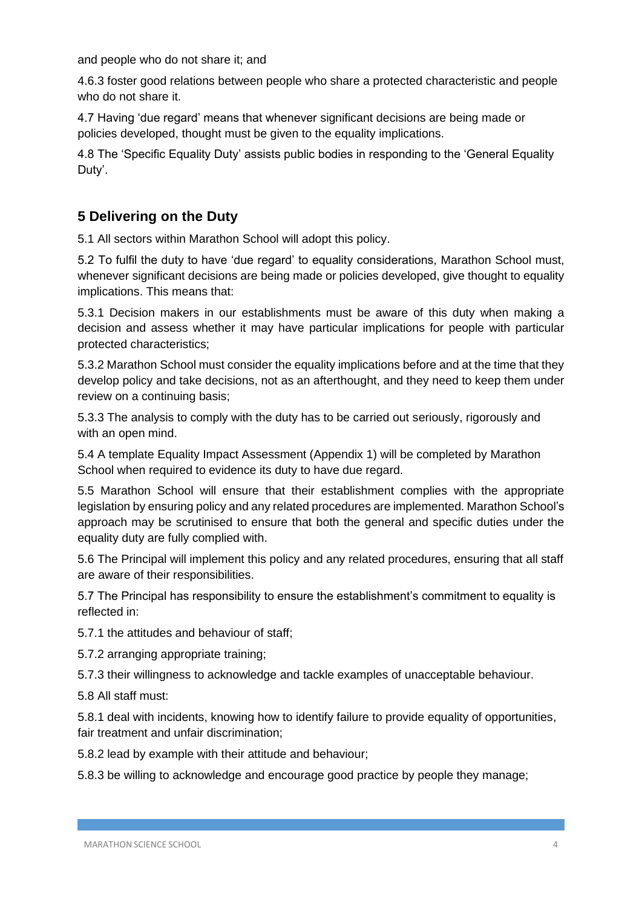and people who do not share it; and

4.6.3 foster good relations between people who share a protected characteristic and people who do not share it.

4.7 Having 'due regard' means that whenever significant decisions are being made or policies developed, thought must be given to the equality implications.

4.8 The 'Specific Equality Duty' assists public bodies in responding to the 'General Equality Duty'.

## 5 Delivering on the Duty

5.1 All sectors within Marathon School will adopt this policy.

5.2 To fulfil the duty to have 'due regard' to equality considerations, Marathon School must, whenever significant decisions are being made or policies developed, give thought to equality implications. This means that:

5.3.1 Decision makers in our establishments must be aware of this duty when making a decision and assess whether it may have particular implications for people with particular protected characteristics;

5.3.2 Marathon School must consider the equality implications before and at the time that they develop policy and take decisions, not as an afterthought, and they need to keep them under review on a continuing basis;

5.3.3 The analysis to comply with the duty has to be carried out seriously, rigorously and with an open mind.

5.4 A template Equality Impact Assessment (Appendix 1) will be completed by Marathon School when required to evidence its duty to have due regard.

5.5 Marathon School will ensure that their establishment complies with the appropriate legislation by ensuring policy and any related procedures are implemented. Marathon School's approach may be scrutinised to ensure that both the general and specific duties under the equality duty are fully complied with.

5.6 The Principal will implement this policy and any related procedures, ensuring that all staff are aware of their responsibilities.

5.7 The Principal has responsibility to ensure the establishment's commitment to equality is reflected in:

5.7.1 the attitudes and behaviour of staff;

5.7.2 arranging appropriate training;

5.7.3 their willingness to acknowledge and tackle examples of unacceptable behaviour.

5.8 All staff must:

5.8.1 deal with incidents, knowing how to identify failure to provide equality of opportunities, fair treatment and unfair discrimination;

5.8.2 lead by example with their attitude and behaviour;

5.8.3 be willing to acknowledge and encourage good practice by people they manage;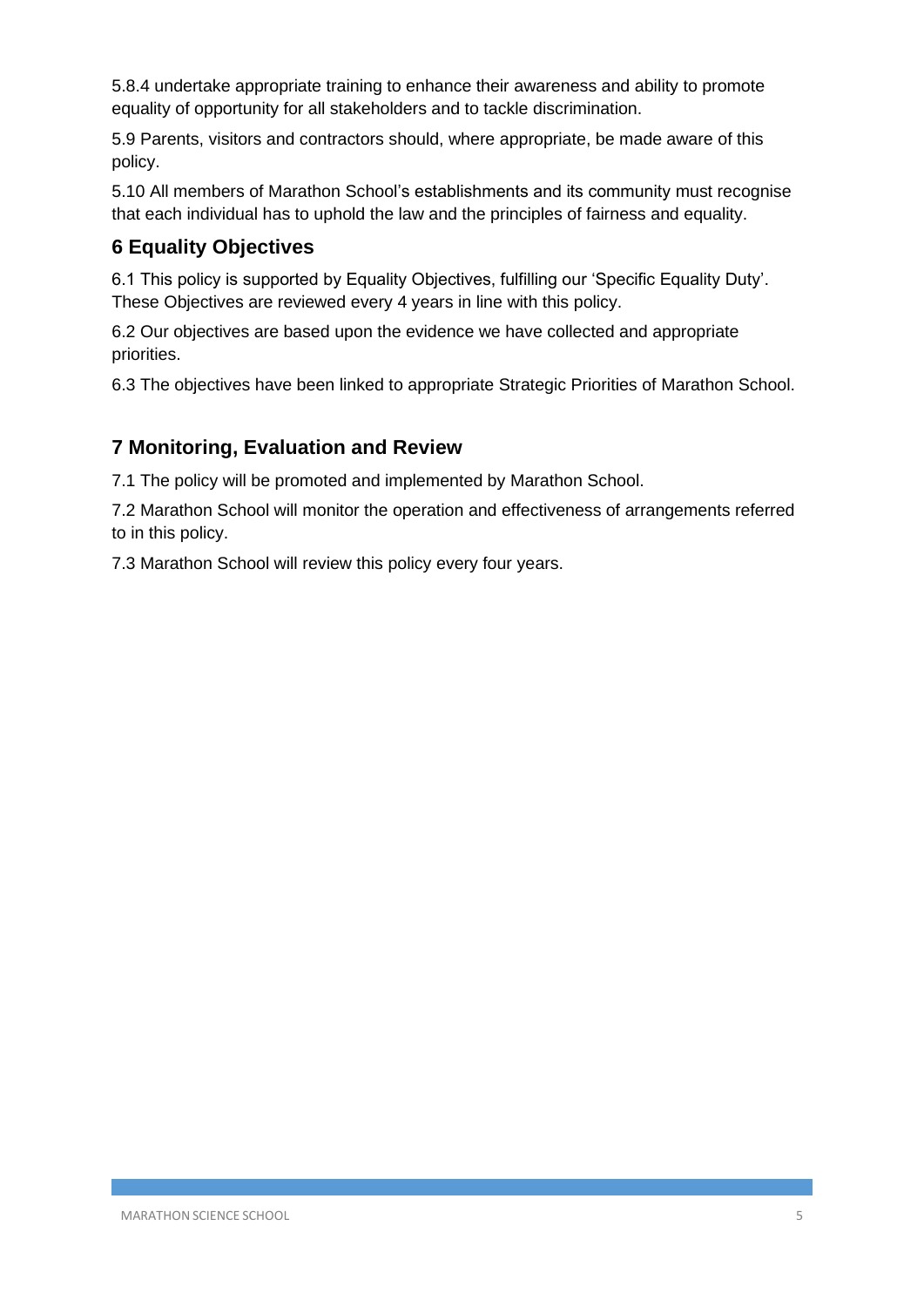5.8.4 undertake appropriate training to enhance their awareness and ability to promote equality of opportunity for all stakeholders and to tackle discrimination.

5.9 Parents, visitors and contractors should, where appropriate, be made aware of this policy.

5.10 All members of Marathon School's establishments and its community must recognise that each individual has to uphold the law and the principles of fairness and equality.

## 6 Equality Objectives

6.1 This policy is supported by Equality Objectives, fulfilling our 'Specific Equality Duty'. These Objectives are reviewed every 4 years in line with this policy.

6.2 Our objectives are based upon the evidence we have collected and appropriate priorities.

6.3 The objectives have been linked to appropriate Strategic Priorities of Marathon School.

## 7 Monitoring, Evaluation and Review

7.1 The policy will be promoted and implemented by Marathon School.

7.2 Marathon School will monitor the operation and effectiveness of arrangements referred to in this policy.

7.3 Marathon School will review this policy every four years.